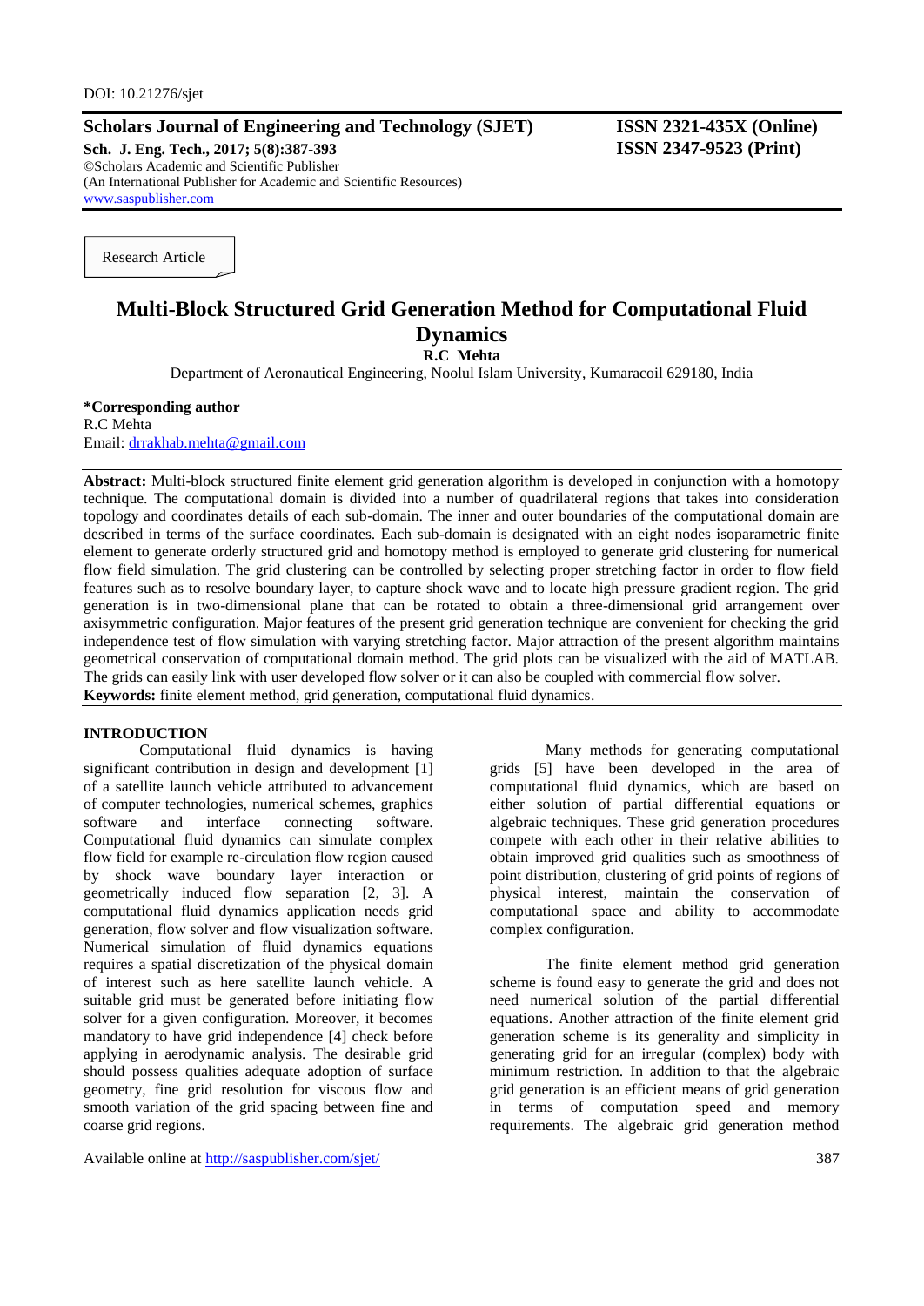DOI: 10.21276/sjet

**Scholars Journal of Engineering and Technology (SJET)**
**Sch. J. Eng. Tech., 2017; 5(8):387-393**
©Scholars Academic and Scientific Publisher
(An International Publisher for Academic and Scientific Resources)
www.saspublisher.com

**ISSN 2321-435X (Online)**
**ISSN 2347-9523 (Print)**

Research Article

# Multi-Block Structured Grid Generation Method for Computational Fluid Dynamics

**R.C Mehta**

Department of Aeronautical Engineering, Noolul Islam University, Kumaracoil 629180, India

**\*Corresponding author**
R.C Mehta
Email: drrakhab.mehta@gmail.com

**Abstract:** Multi-block structured finite element grid generation algorithm is developed in conjunction with a homotopy technique. The computational domain is divided into a number of quadrilateral regions that takes into consideration topology and coordinates details of each sub-domain. The inner and outer boundaries of the computational domain are described in terms of the surface coordinates. Each sub-domain is designated with an eight nodes isoparametric finite element to generate orderly structured grid and homotopy method is employed to generate grid clustering for numerical flow field simulation. The grid clustering can be controlled by selecting proper stretching factor in order to flow field features such as to resolve boundary layer, to capture shock wave and to locate high pressure gradient region. The grid generation is in two-dimensional plane that can be rotated to obtain a three-dimensional grid arrangement over axisymmetric configuration. Major features of the present grid generation technique are convenient for checking the grid independence test of flow simulation with varying stretching factor. Major attraction of the present algorithm maintains geometrical conservation of computational domain method. The grid plots can be visualized with the aid of MATLAB. The grids can easily link with user developed flow solver or it can also be coupled with commercial flow solver.

**Keywords:** finite element method, grid generation, computational fluid dynamics.

## INTRODUCTION

Computational fluid dynamics is having significant contribution in design and development [1] of a satellite launch vehicle attributed to advancement of computer technologies, numerical schemes, graphics software and interface connecting software. Computational fluid dynamics can simulate complex flow field for example re-circulation flow region caused by shock wave boundary layer interaction or geometrically induced flow separation [2, 3]. A computational fluid dynamics application needs grid generation, flow solver and flow visualization software. Numerical simulation of fluid dynamics equations requires a spatial discretization of the physical domain of interest such as here satellite launch vehicle. A suitable grid must be generated before initiating flow solver for a given configuration. Moreover, it becomes mandatory to have grid independence [4] check before applying in aerodynamic analysis. The desirable grid should possess qualities adequate adoption of surface geometry, fine grid resolution for viscous flow and smooth variation of the grid spacing between fine and coarse grid regions.

Many methods for generating computational grids [5] have been developed in the area of computational fluid dynamics, which are based on either solution of partial differential equations or algebraic techniques. These grid generation procedures compete with each other in their relative abilities to obtain improved grid qualities such as smoothness of point distribution, clustering of grid points of regions of physical interest, maintain the conservation of computational space and ability to accommodate complex configuration.

The finite element method grid generation scheme is found easy to generate the grid and does not need numerical solution of the partial differential equations. Another attraction of the finite element grid generation scheme is its generality and simplicity in generating grid for an irregular (complex) body with minimum restriction. In addition to that the algebraic grid generation is an efficient means of grid generation in terms of computation speed and memory requirements. The algebraic grid generation method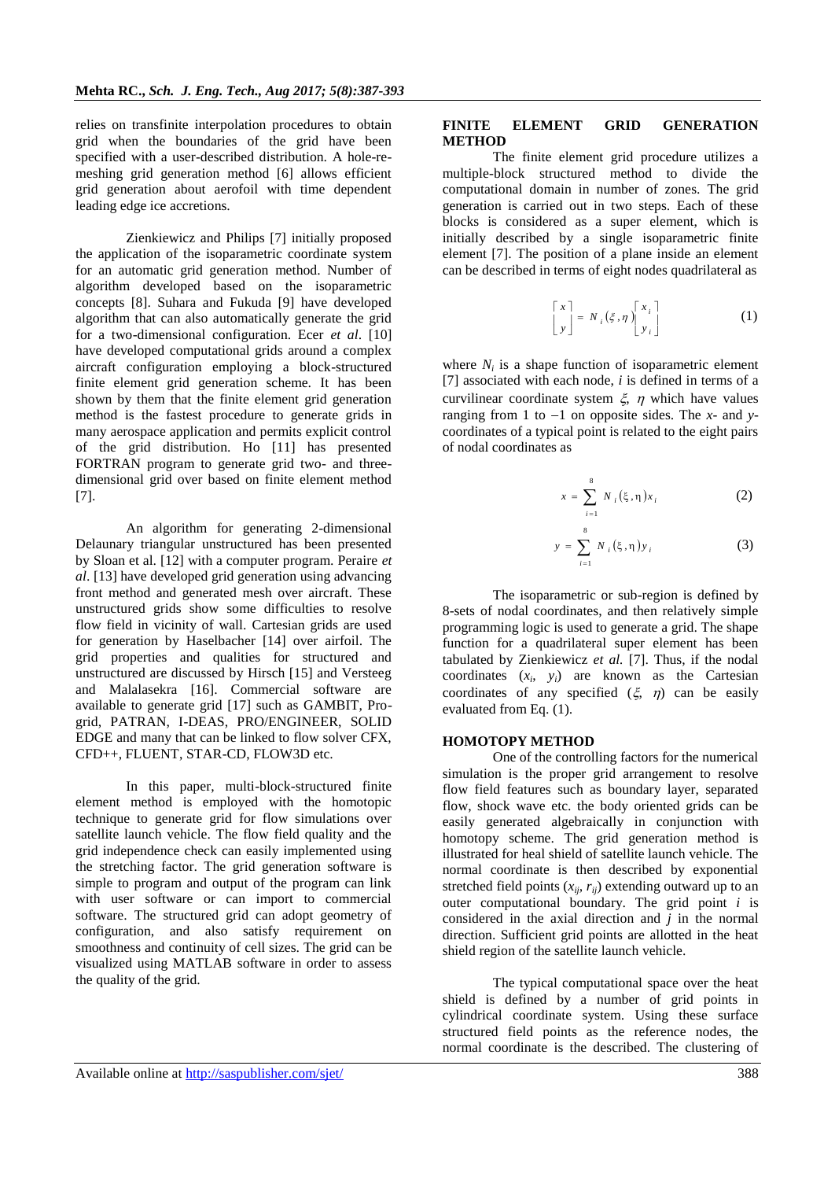relies on transfinite interpolation procedures to obtain grid when the boundaries of the grid have been specified with a user-described distribution. A hole-re-meshing grid generation method [6] allows efficient grid generation about aerofoil with time dependent leading edge ice accretions.

Zienkiewicz and Philips [7] initially proposed the application of the isoparametric coordinate system for an automatic grid generation method. Number of algorithm developed based on the isoparametric concepts [8]. Suhara and Fukuda [9] have developed algorithm that can also automatically generate the grid for a two-dimensional configuration. Ecer *et al*. [10] have developed computational grids around a complex aircraft configuration employing a block-structured finite element grid generation scheme. It has been shown by them that the finite element grid generation method is the fastest procedure to generate grids in many aerospace application and permits explicit control of the grid distribution. Ho [11] has presented FORTRAN program to generate grid two- and three-dimensional grid over based on finite element method [7].

An algorithm for generating 2-dimensional Delaunary triangular unstructured has been presented by Sloan et al. [12] with a computer program. Peraire *et al*. [13] have developed grid generation using advancing front method and generated mesh over aircraft. These unstructured grids show some difficulties to resolve flow field in vicinity of wall. Cartesian grids are used for generation by Haselbacher [14] over airfoil. The grid properties and qualities for structured and unstructured are discussed by Hirsch [15] and Versteeg and Malalasekra [16]. Commercial software are available to generate grid [17] such as GAMBIT, Pro-grid, PATRAN, I-DEAS, PRO/ENGINEER, SOLID EDGE and many that can be linked to flow solver CFX, CFD++, FLUENT, STAR-CD, FLOW3D etc.

In this paper, multi-block-structured finite element method is employed with the homotopic technique to generate grid for flow simulations over satellite launch vehicle. The flow field quality and the grid independence check can easily implemented using the stretching factor. The grid generation software is simple to program and output of the program can link with user software or can import to commercial software. The structured grid can adopt geometry of configuration, and also satisfy requirement on smoothness and continuity of cell sizes. The grid can be visualized using MATLAB software in order to assess the quality of the grid.

## FINITE ELEMENT GRID GENERATION METHOD

The finite element grid procedure utilizes a multiple-block structured method to divide the computational domain in number of zones. The grid generation is carried out in two steps. Each of these blocks is considered as a super element, which is initially described by a single isoparametric finite element [7]. The position of a plane inside an element can be described in terms of eight nodes quadrilateral as

$$\begin{bmatrix} x \\ y \end{bmatrix} = N_i(\xi, \eta) \begin{bmatrix} x_i \\ y_i \end{bmatrix} \tag{1}$$

where $N_i$ is a shape function of isoparametric element [7] associated with each node, $i$ is defined in terms of a curvilinear coordinate system $\xi$, $\eta$ which have values ranging from 1 to –1 on opposite sides. The *x*- and *y*-coordinates of a typical point is related to the eight pairs of nodal coordinates as

$$x = \sum_{i=1}^{8} N_i(\xi, \eta) x_i \tag{2}$$

$$y = \sum_{i=1}^{8} N_i(\xi, \eta) y_i \tag{3}$$

The isoparametric or sub-region is defined by 8-sets of nodal coordinates, and then relatively simple programming logic is used to generate a grid. The shape function for a quadrilateral super element has been tabulated by Zienkiewicz *et al.* [7]. Thus, if the nodal coordinates ($x_i$, $y_i$) are known as the Cartesian coordinates of any specified ($\xi$, $\eta$) can be easily evaluated from Eq. (1).

## HOMOTOPY METHOD

One of the controlling factors for the numerical simulation is the proper grid arrangement to resolve flow field features such as boundary layer, separated flow, shock wave etc. the body oriented grids can be easily generated algebraically in conjunction with homotopy scheme. The grid generation method is illustrated for heal shield of satellite launch vehicle. The normal coordinate is then described by exponential stretched field points ($x_{ij}$, $r_{ij}$) extending outward up to an outer computational boundary. The grid point $i$ is considered in the axial direction and $j$ in the normal direction. Sufficient grid points are allotted in the heat shield region of the satellite launch vehicle.

The typical computational space over the heat shield is defined by a number of grid points in cylindrical coordinate system. Using these surface structured field points as the reference nodes, the normal coordinate is the described. The clustering of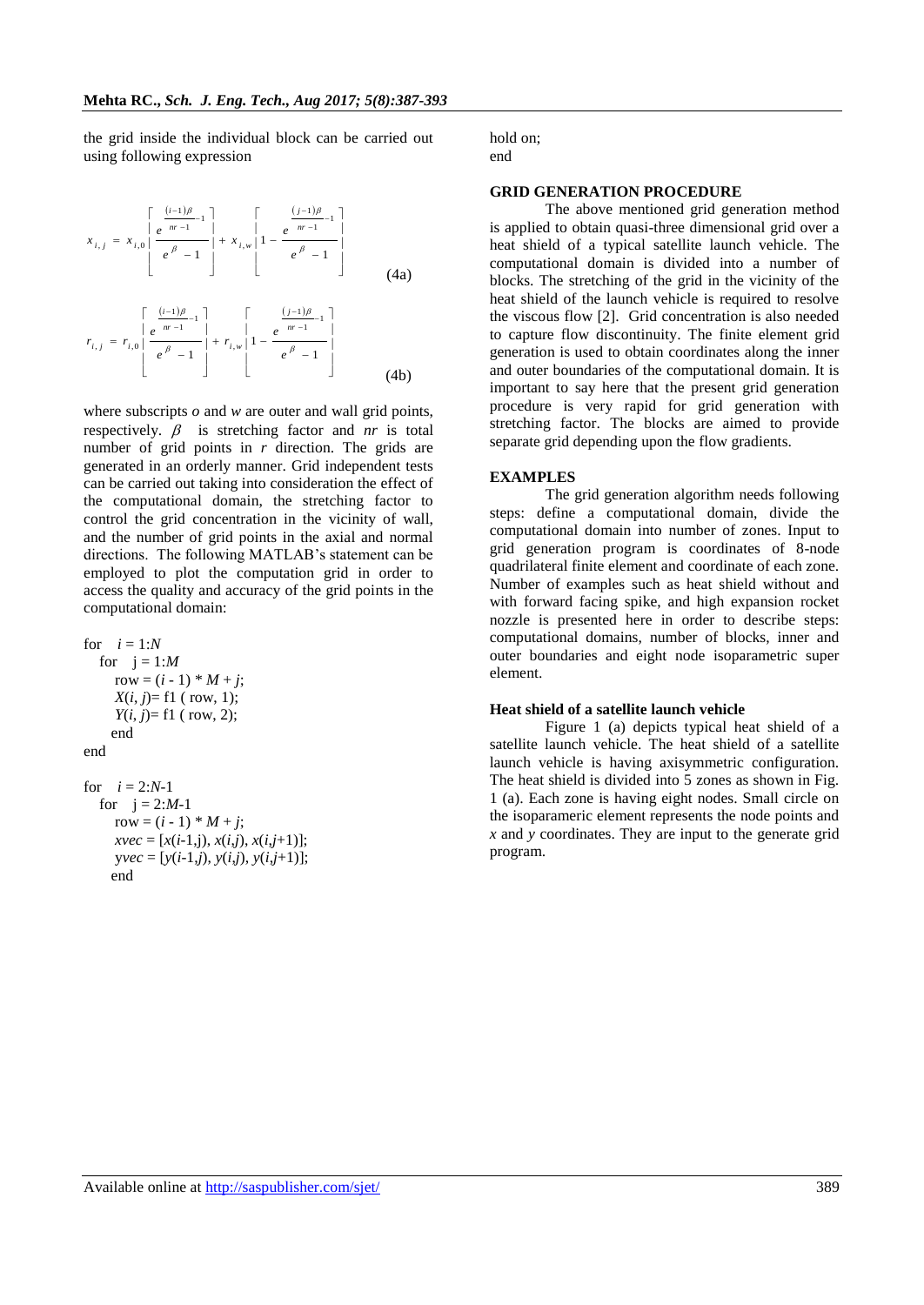the grid inside the individual block can be carried out using following expression

$$x_{i,j} = x_{i,0}\left[\frac{e^{\frac{(i-1)\beta}{nr-1}-1}}{e^{\beta}-1}\right] + x_{i,w}\left[1-\frac{e^{\frac{(j-1)\beta}{nr-1}-1}}{e^{\beta}-1}\right] \tag{4a}$$

$$r_{i,j} = r_{i,0}\left[\frac{e^{\frac{(i-1)\beta}{nr-1}-1}}{e^{\beta}-1}\right] + r_{i,w}\left[1-\frac{e^{\frac{(j-1)\beta}{nr-1}-1}}{e^{\beta}-1}\right] \tag{4b}$$

where subscripts $o$ and $w$ are outer and wall grid points, respectively. $\beta$ is stretching factor and $nr$ is total number of grid points in $r$ direction. The grids are generated in an orderly manner. Grid independent tests can be carried out taking into consideration the effect of the computational domain, the stretching factor to control the grid concentration in the vicinity of wall, and the number of grid points in the axial and normal directions. The following MATLAB's statement can be employed to plot the computation grid in order to access the quality and accuracy of the grid points in the computational domain:

```
for   i = 1:N
   for   j = 1:M
      row = (i - 1) * M + j;
      X(i, j)= f1 ( row, 1);
      Y(i, j)= f1 ( row, 2);
     end
end

for   i = 2:N-1
   for   j = 2:M-1
      row = (i - 1) * M + j;
      xvec = [x(i-1,j), x(i,j), x(i,j+1)];
      yvec = [y(i-1,j), y(i,j), y(i,j+1)];
     end
hold on;
end
```

## GRID GENERATION PROCEDURE

The above mentioned grid generation method is applied to obtain quasi-three dimensional grid over a heat shield of a typical satellite launch vehicle. The computational domain is divided into a number of blocks. The stretching of the grid in the vicinity of the heat shield of the launch vehicle is required to resolve the viscous flow [2]. Grid concentration is also needed to capture flow discontinuity. The finite element grid generation is used to obtain coordinates along the inner and outer boundaries of the computational domain. It is important to say here that the present grid generation procedure is very rapid for grid generation with stretching factor. The blocks are aimed to provide separate grid depending upon the flow gradients.

## EXAMPLES

The grid generation algorithm needs following steps: define a computational domain, divide the computational domain into number of zones. Input to grid generation program is coordinates of 8-node quadrilateral finite element and coordinate of each zone. Number of examples such as heat shield without and with forward facing spike, and high expansion rocket nozzle is presented here in order to describe steps: computational domains, number of blocks, inner and outer boundaries and eight node isoparametric super element.

### Heat shield of a satellite launch vehicle

Figure 1 (a) depicts typical heat shield of a satellite launch vehicle. The heat shield of a satellite launch vehicle is having axisymmetric configuration. The heat shield is divided into 5 zones as shown in Fig. 1 (a). Each zone is having eight nodes. Small circle on the isoparameric element represents the node points and $x$ and $y$ coordinates. They are input to the generate grid program.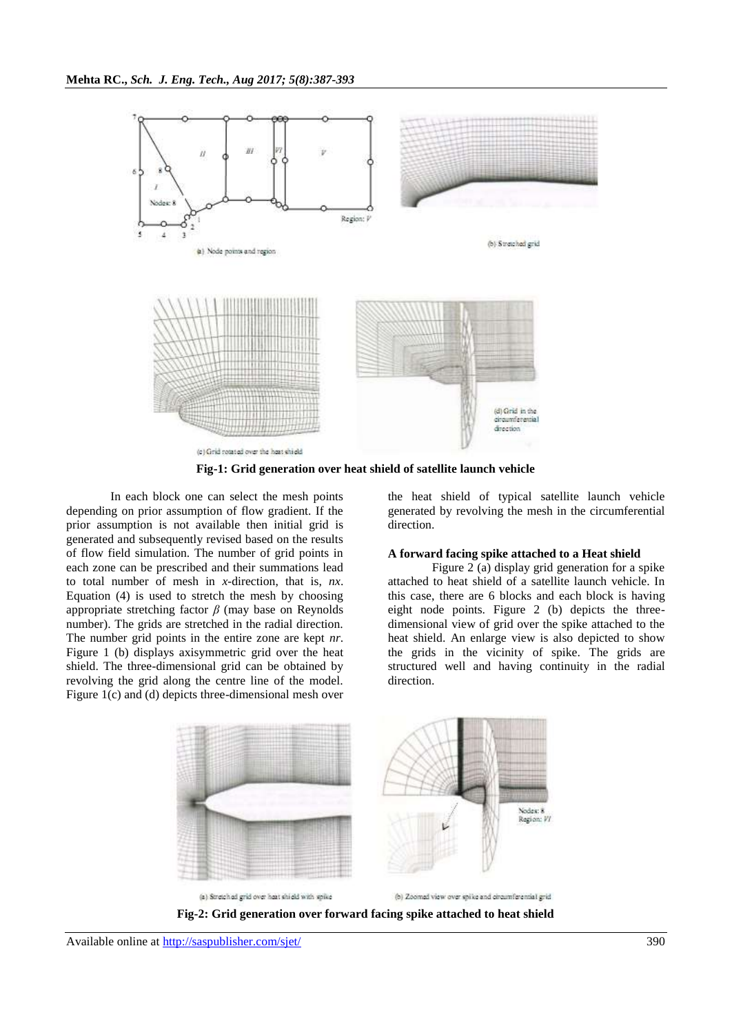Fig-1: Grid generation over heat shield of satellite launch vehicle

In each block one can select the mesh points depending on prior assumption of flow gradient. If the prior assumption is not available then initial grid is generated and subsequently revised based on the results of flow field simulation. The number of grid points in each zone can be prescribed and their summations lead to total number of mesh in *x*-direction, that is, *nx*. Equation (4) is used to stretch the mesh by choosing appropriate stretching factor $\beta$ (may base on Reynolds number). The grids are stretched in the radial direction. The number grid points in the entire zone are kept *nr*. Figure 1 (b) displays axisymmetric grid over the heat shield. The three-dimensional grid can be obtained by revolving the grid along the centre line of the model. Figure 1(c) and (d) depicts three-dimensional mesh over the heat shield of typical satellite launch vehicle generated by revolving the mesh in the circumferential direction.

### A forward facing spike attached to a Heat shield

Figure 2 (a) display grid generation for a spike attached to heat shield of a satellite launch vehicle. In this case, there are 6 blocks and each block is having eight node points. Figure 2 (b) depicts the three-dimensional view of grid over the spike attached to the heat shield. An enlarge view is also depicted to show the grids in the vicinity of spike. The grids are structured well and having continuity in the radial direction.

Fig-2: Grid generation over forward facing spike attached to heat shield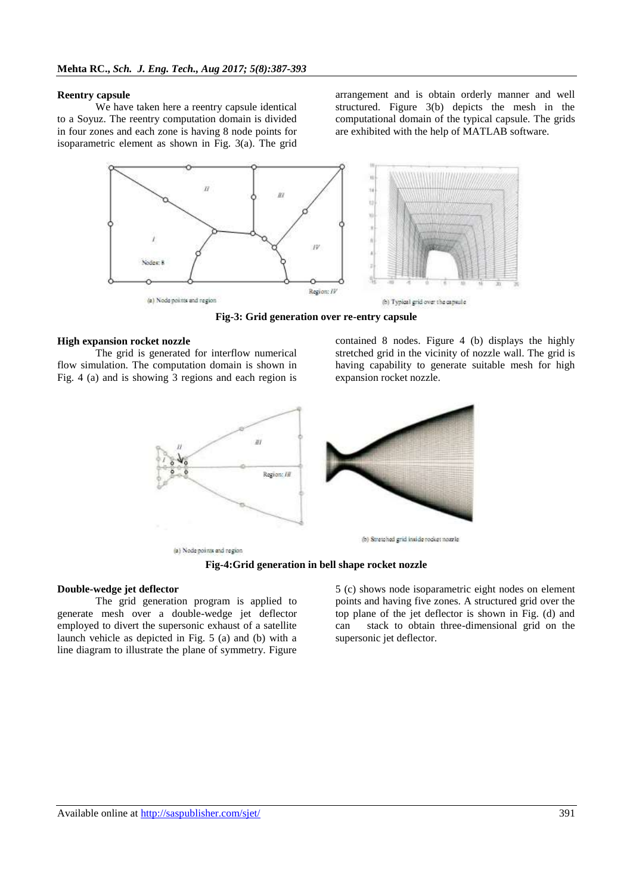**Reentry capsule**

We have taken here a reentry capsule identical to a Soyuz. The reentry computation domain is divided in four zones and each zone is having 8 node points for isoparametric element as shown in Fig. 3(a). The grid arrangement and is obtain orderly manner and well structured. Figure 3(b) depicts the mesh in the computational domain of the typical capsule. The grids are exhibited with the help of MATLAB software.

(a) Node points and region

(b) Typical grid over the capsule

**Fig-3: Grid generation over re-entry capsule**

**High expansion rocket nozzle**

The grid is generated for interflow numerical flow simulation. The computation domain is shown in Fig. 4 (a) and is showing 3 regions and each region is contained 8 nodes. Figure 4 (b) displays the highly stretched grid in the vicinity of nozzle wall. The grid is having capability to generate suitable mesh for high expansion rocket nozzle.

(a) Node points and region

(b) Stretched grid inside rocket nozzle

**Fig-4:Grid generation in bell shape rocket nozzle**

**Double-wedge jet deflector**

The grid generation program is applied to generate mesh over a double-wedge jet deflector employed to divert the supersonic exhaust of a satellite launch vehicle as depicted in Fig. 5 (a) and (b) with a line diagram to illustrate the plane of symmetry. Figure 5 (c) shows node isoparametric eight nodes on element points and having five zones. A structured grid over the top plane of the jet deflector is shown in Fig. (d) and can stack to obtain three-dimensional grid on the supersonic jet deflector.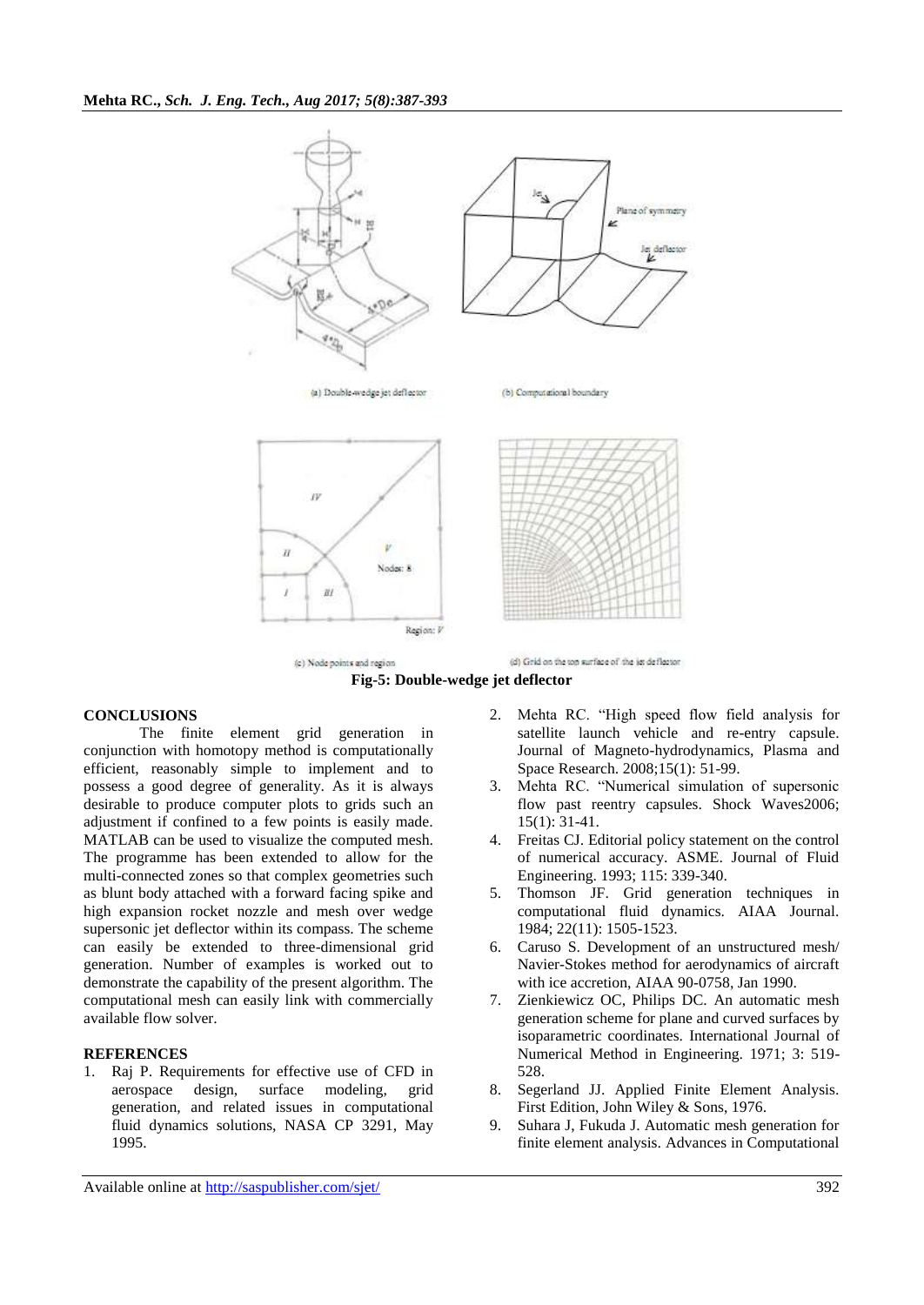(a) Double-wedge jet deflector

(b) Computational boundary

(c) Node points and region

(d) Grid on the top surface of the jet deflector

**Fig-5: Double-wedge jet deflector**

## CONCLUSIONS

The finite element grid generation in conjunction with homotopy method is computationally efficient, reasonably simple to implement and to possess a good degree of generality. As it is always desirable to produce computer plots to grids such an adjustment if confined to a few points is easily made. MATLAB can be used to visualize the computed mesh. The programme has been extended to allow for the multi-connected zones so that complex geometries such as blunt body attached with a forward facing spike and high expansion rocket nozzle and mesh over wedge supersonic jet deflector within its compass. The scheme can easily be extended to three-dimensional grid generation. Number of examples is worked out to demonstrate the capability of the present algorithm. The computational mesh can easily link with commercially available flow solver.

## REFERENCES

1. Raj P. Requirements for effective use of CFD in aerospace design, surface modeling, grid generation, and related issues in computational fluid dynamics solutions, NASA CP 3291, May 1995.
2. Mehta RC. "High speed flow field analysis for satellite launch vehicle and re-entry capsule. Journal of Magneto-hydrodynamics, Plasma and Space Research. 2008;15(1): 51-99.
3. Mehta RC. "Numerical simulation of supersonic flow past reentry capsules. Shock Waves2006; 15(1): 31-41.
4. Freitas CJ. Editorial policy statement on the control of numerical accuracy. ASME. Journal of Fluid Engineering. 1993; 115: 339-340.
5. Thomson JF. Grid generation techniques in computational fluid dynamics. AIAA Journal. 1984; 22(11): 1505-1523.
6. Caruso S. Development of an unstructured mesh/ Navier-Stokes method for aerodynamics of aircraft with ice accretion, AIAA 90-0758, Jan 1990.
7. Zienkiewicz OC, Philips DC. An automatic mesh generation scheme for plane and curved surfaces by isoparametric coordinates. International Journal of Numerical Method in Engineering. 1971; 3: 519-528.
8. Segerland JJ. Applied Finite Element Analysis. First Edition, John Wiley & Sons, 1976.
9. Suhara J, Fukuda J. Automatic mesh generation for finite element analysis. Advances in Computational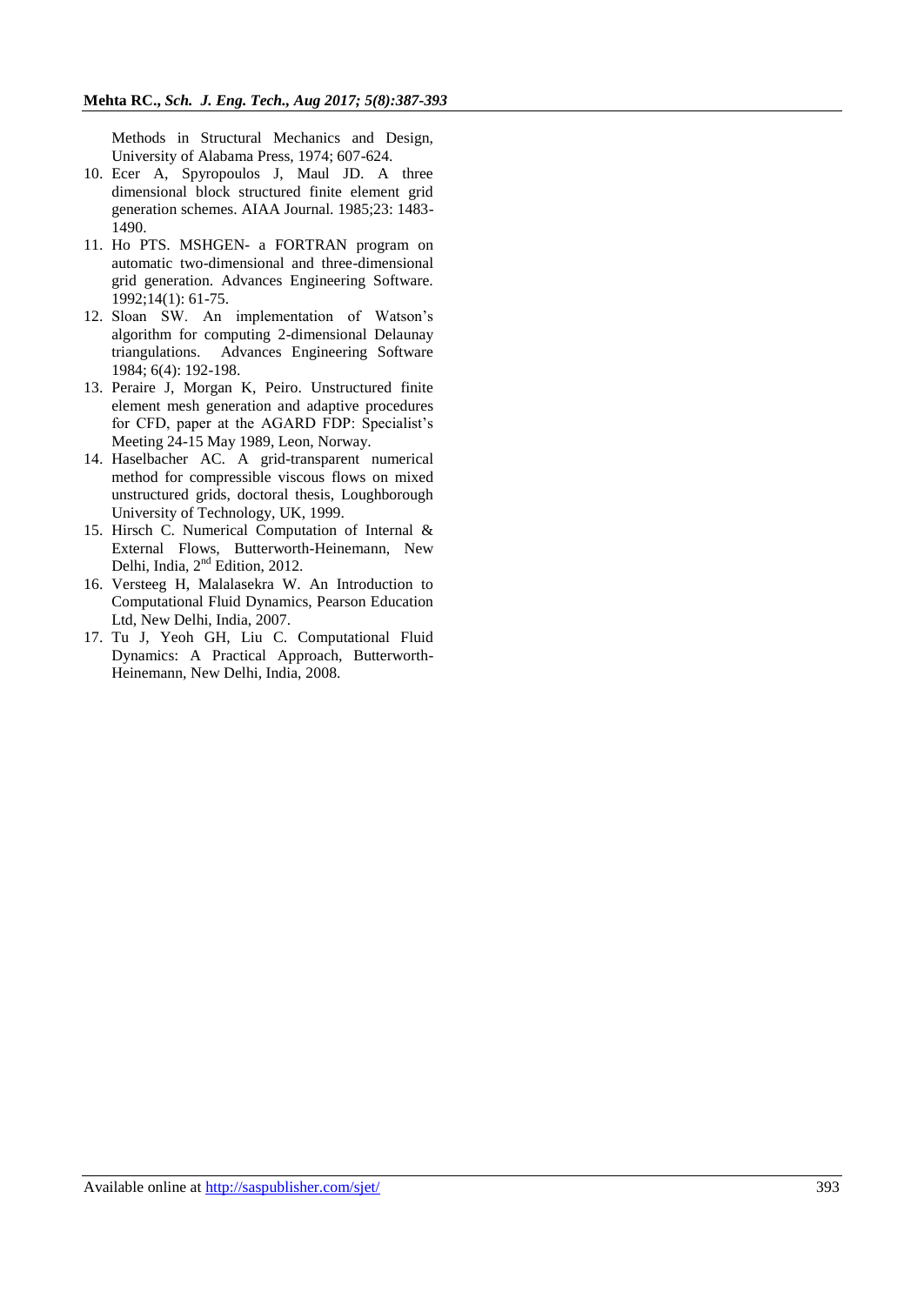Methods in Structural Mechanics and Design, University of Alabama Press, 1974; 607-624.

10. Ecer A, Spyropoulos J, Maul JD. A three dimensional block structured finite element grid generation schemes. AIAA Journal. 1985;23: 1483-1490.
11. Ho PTS. MSHGEN- a FORTRAN program on automatic two-dimensional and three-dimensional grid generation. Advances Engineering Software. 1992;14(1): 61-75.
12. Sloan SW. An implementation of Watson's algorithm for computing 2-dimensional Delaunay triangulations. Advances Engineering Software 1984; 6(4): 192-198.
13. Peraire J, Morgan K, Peiro. Unstructured finite element mesh generation and adaptive procedures for CFD, paper at the AGARD FDP: Specialist's Meeting 24-15 May 1989, Leon, Norway.
14. Haselbacher AC. A grid-transparent numerical method for compressible viscous flows on mixed unstructured grids, doctoral thesis, Loughborough University of Technology, UK, 1999.
15. Hirsch C. Numerical Computation of Internal & External Flows, Butterworth-Heinemann, New Delhi, India, 2nd Edition, 2012.
16. Versteeg H, Malalasekra W. An Introduction to Computational Fluid Dynamics, Pearson Education Ltd, New Delhi, India, 2007.
17. Tu J, Yeoh GH, Liu C. Computational Fluid Dynamics: A Practical Approach, Butterworth-Heinemann, New Delhi, India, 2008.